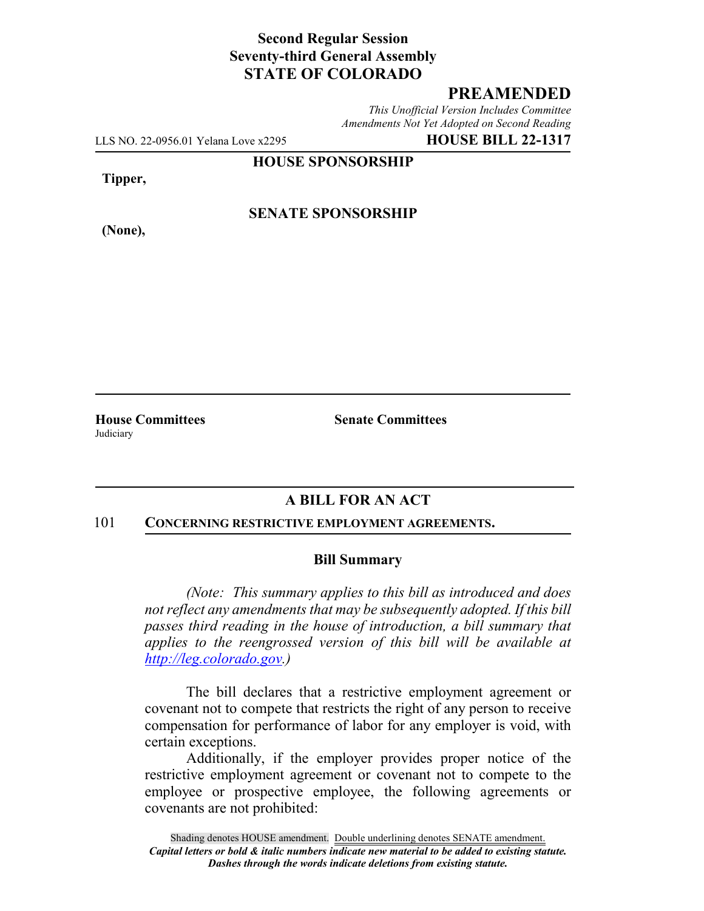**Second Regular Session**
**Seventy-third General Assembly**
**STATE OF COLORADO**

**PREAMENDED**

*This Unofficial Version Includes Committee Amendments Not Yet Adopted on Second Reading*

LLS NO. 22-0956.01 Yelana Love x2295 **HOUSE BILL 22-1317**

**HOUSE SPONSORSHIP**

**Tipper,**

**SENATE SPONSORSHIP**

**(None),**

**House Committees**
Judiciary

**Senate Committees**

## A BILL FOR AN ACT

101 **CONCERNING RESTRICTIVE EMPLOYMENT AGREEMENTS.**

### Bill Summary

*(Note: This summary applies to this bill as introduced and does not reflect any amendments that may be subsequently adopted. If this bill passes third reading in the house of introduction, a bill summary that applies to the reengrossed version of this bill will be available at http://leg.colorado.gov.)*

The bill declares that a restrictive employment agreement or covenant not to compete that restricts the right of any person to receive compensation for performance of labor for any employer is void, with certain exceptions.

Additionally, if the employer provides proper notice of the restrictive employment agreement or covenant not to compete to the employee or prospective employee, the following agreements or covenants are not prohibited:

Shading denotes HOUSE amendment. Double underlining denotes SENATE amendment.
*Capital letters or bold & italic numbers indicate new material to be added to existing statute.*
*Dashes through the words indicate deletions from existing statute.*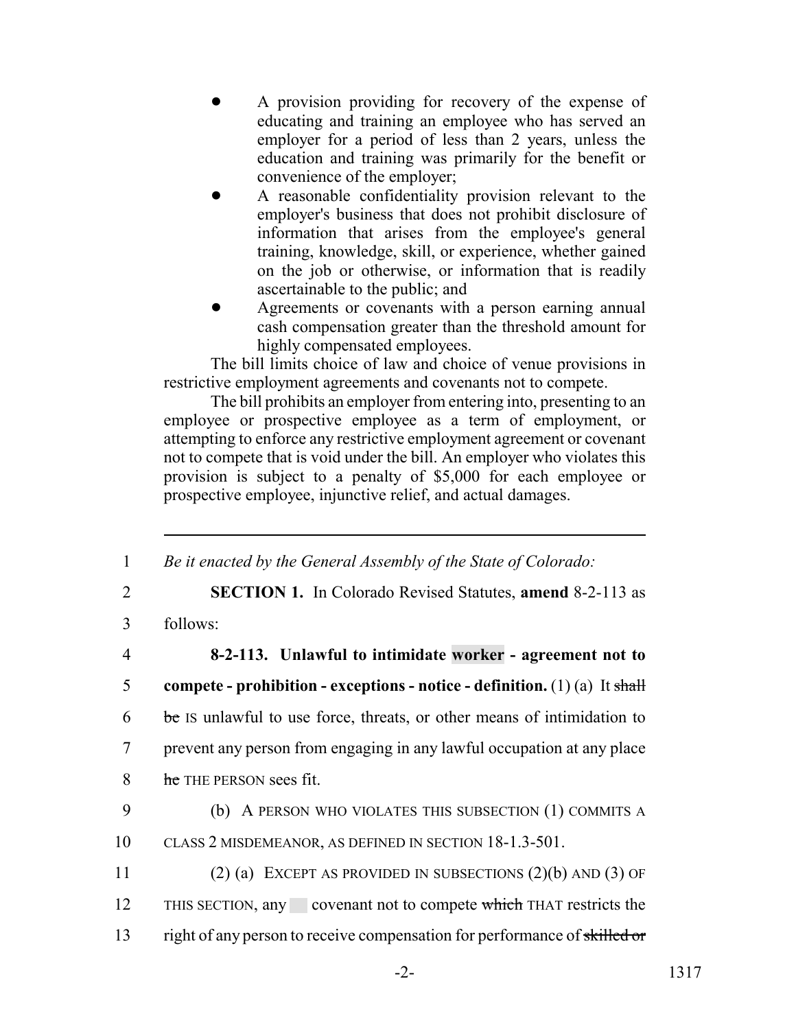- A provision providing for recovery of the expense of educating and training an employee who has served an employer for a period of less than 2 years, unless the education and training was primarily for the benefit or convenience of the employer;
- A reasonable confidentiality provision relevant to the employer's business that does not prohibit disclosure of information that arises from the employee's general training, knowledge, skill, or experience, whether gained on the job or otherwise, or information that is readily ascertainable to the public; and
- Agreements or covenants with a person earning annual cash compensation greater than the threshold amount for highly compensated employees.

The bill limits choice of law and choice of venue provisions in restrictive employment agreements and covenants not to compete.

The bill prohibits an employer from entering into, presenting to an employee or prospective employee as a term of employment, or attempting to enforce any restrictive employment agreement or covenant not to compete that is void under the bill. An employer who violates this provision is subject to a penalty of $5,000 for each employee or prospective employee, injunctive relief, and actual damages.

---

1 *Be it enacted by the General Assembly of the State of Colorado:*

2 **SECTION 1.** In Colorado Revised Statutes, **amend** 8-2-113 as

3 follows:

4 **8-2-113. Unlawful to intimidate worker - agreement not to**

5 **compete - prohibition - exceptions - notice - definition.** (1) (a) It ~~shall~~

6 ~~be~~ IS unlawful to use force, threats, or other means of intimidation to

7 prevent any person from engaging in any lawful occupation at any place

8 ~~he~~ THE PERSON sees fit.

9 (b) A PERSON WHO VIOLATES THIS SUBSECTION (1) COMMITS A

10 CLASS 2 MISDEMEANOR, AS DEFINED IN SECTION 18-1.3-501.

11 (2) (a) EXCEPT AS PROVIDED IN SUBSECTIONS (2)(b) AND (3) OF

12 THIS SECTION, any covenant not to compete ~~which~~ THAT restricts the

13 right of any person to receive compensation for performance of ~~skilled or~~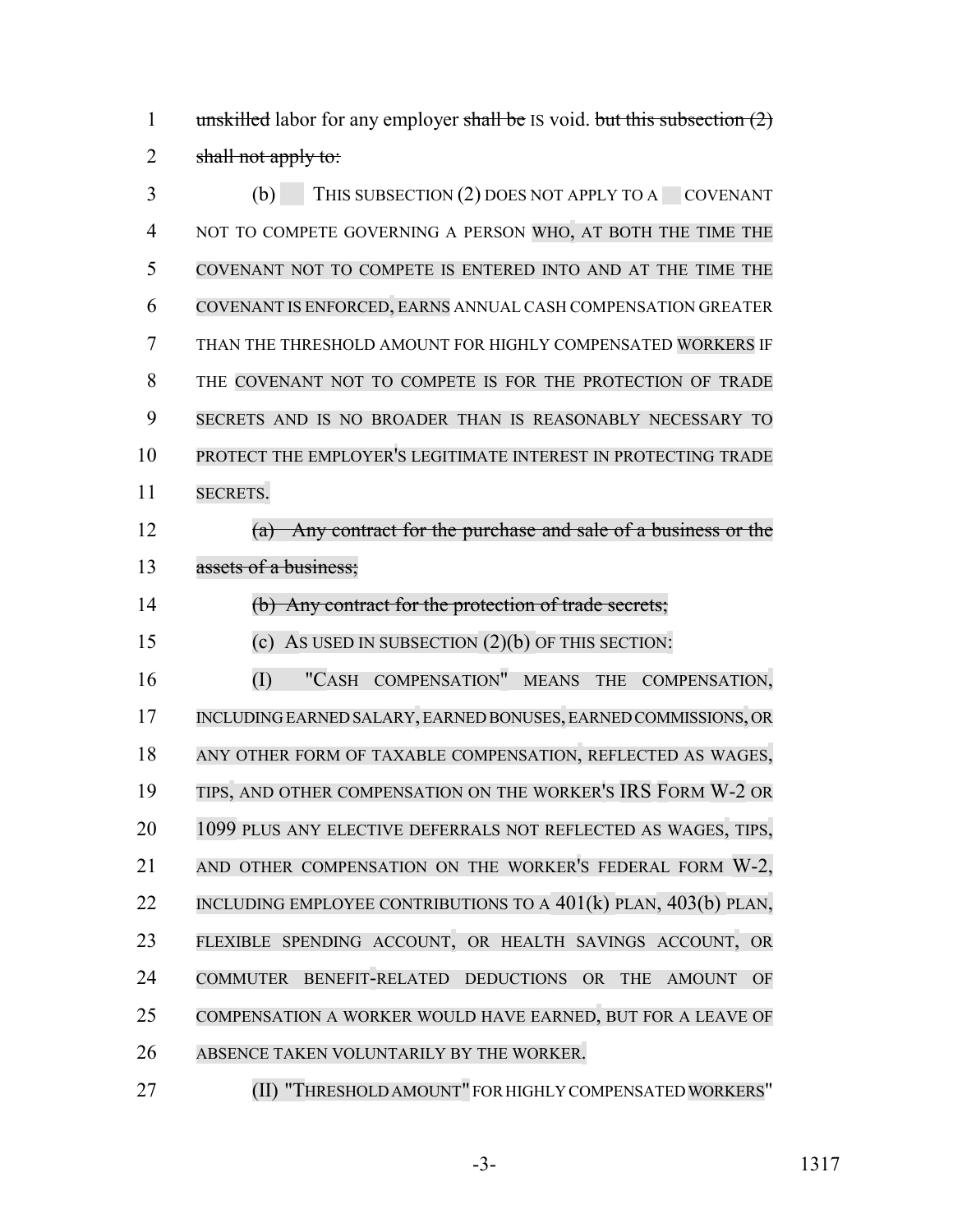~~unskilled~~ labor for any employer ~~shall be~~ IS void. ~~but this subsection (2) shall not apply to:~~

(b) THIS SUBSECTION (2) DOES NOT APPLY TO A COVENANT NOT TO COMPETE GOVERNING A PERSON WHO, AT BOTH THE TIME THE COVENANT NOT TO COMPETE IS ENTERED INTO AND AT THE TIME THE COVENANT IS ENFORCED, EARNS ANNUAL CASH COMPENSATION GREATER THAN THE THRESHOLD AMOUNT FOR HIGHLY COMPENSATED WORKERS IF THE COVENANT NOT TO COMPETE IS FOR THE PROTECTION OF TRADE SECRETS AND IS NO BROADER THAN IS REASONABLY NECESSARY TO PROTECT THE EMPLOYER'S LEGITIMATE INTEREST IN PROTECTING TRADE SECRETS.

~~(a) Any contract for the purchase and sale of a business or the assets of a business;~~

~~(b) Any contract for the protection of trade secrets;~~

(c) AS USED IN SUBSECTION (2)(b) OF THIS SECTION:

(I) "CASH COMPENSATION" MEANS THE COMPENSATION, INCLUDING EARNED SALARY, EARNED BONUSES, EARNED COMMISSIONS, OR ANY OTHER FORM OF TAXABLE COMPENSATION, REFLECTED AS WAGES, TIPS, AND OTHER COMPENSATION ON THE WORKER'S IRS FORM W-2 OR 1099 PLUS ANY ELECTIVE DEFERRALS NOT REFLECTED AS WAGES, TIPS, AND OTHER COMPENSATION ON THE WORKER'S FEDERAL FORM W-2, INCLUDING EMPLOYEE CONTRIBUTIONS TO A 401(k) PLAN, 403(b) PLAN, FLEXIBLE SPENDING ACCOUNT, OR HEALTH SAVINGS ACCOUNT, OR COMMUTER BENEFIT-RELATED DEDUCTIONS OR THE AMOUNT OF COMPENSATION A WORKER WOULD HAVE EARNED, BUT FOR A LEAVE OF ABSENCE TAKEN VOLUNTARILY BY THE WORKER.

(II) "THRESHOLD AMOUNT" FOR HIGHLY COMPENSATED WORKERS"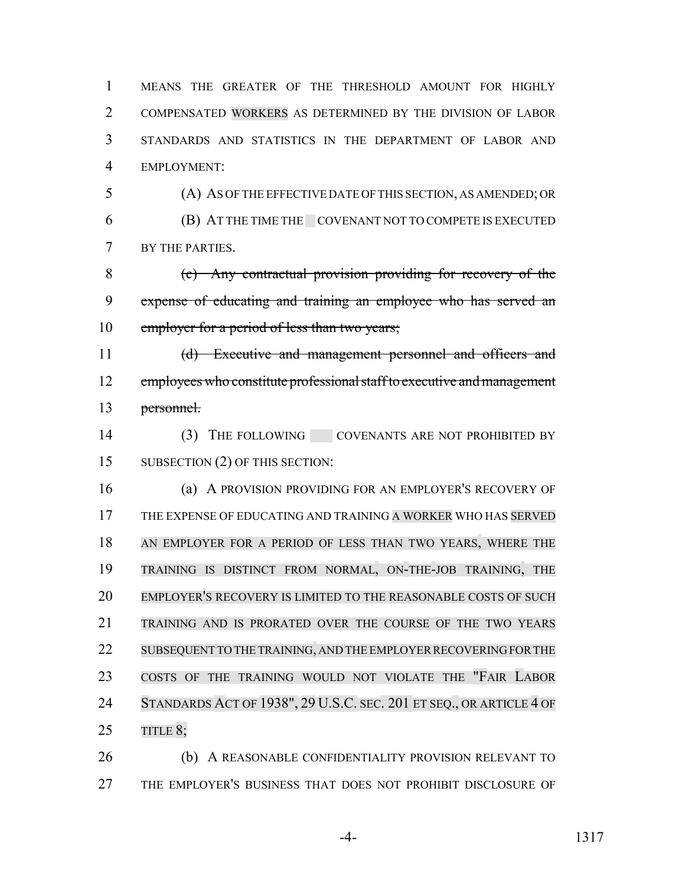MEANS THE GREATER OF THE THRESHOLD AMOUNT FOR HIGHLY COMPENSATED WORKERS AS DETERMINED BY THE DIVISION OF LABOR STANDARDS AND STATISTICS IN THE DEPARTMENT OF LABOR AND EMPLOYMENT:

(A) AS OF THE EFFECTIVE DATE OF THIS SECTION, AS AMENDED; OR

(B) AT THE TIME THE COVENANT NOT TO COMPETE IS EXECUTED BY THE PARTIES.

~~(c) Any contractual provision providing for recovery of the expense of educating and training an employee who has served an employer for a period of less than two years;~~

~~(d) Executive and management personnel and officers and employees who constitute professional staff to executive and management personnel.~~

(3) THE FOLLOWING COVENANTS ARE NOT PROHIBITED BY SUBSECTION (2) OF THIS SECTION:

(a) A PROVISION PROVIDING FOR AN EMPLOYER'S RECOVERY OF THE EXPENSE OF EDUCATING AND TRAINING A WORKER WHO HAS SERVED AN EMPLOYER FOR A PERIOD OF LESS THAN TWO YEARS, WHERE THE TRAINING IS DISTINCT FROM NORMAL, ON-THE-JOB TRAINING, THE EMPLOYER'S RECOVERY IS LIMITED TO THE REASONABLE COSTS OF SUCH TRAINING AND IS PRORATED OVER THE COURSE OF THE TWO YEARS SUBSEQUENT TO THE TRAINING, AND THE EMPLOYER RECOVERING FOR THE COSTS OF THE TRAINING WOULD NOT VIOLATE THE "FAIR LABOR STANDARDS ACT OF 1938", 29 U.S.C. SEC. 201 ET SEQ., OR ARTICLE 4 OF TITLE 8;

(b) A REASONABLE CONFIDENTIALITY PROVISION RELEVANT TO THE EMPLOYER'S BUSINESS THAT DOES NOT PROHIBIT DISCLOSURE OF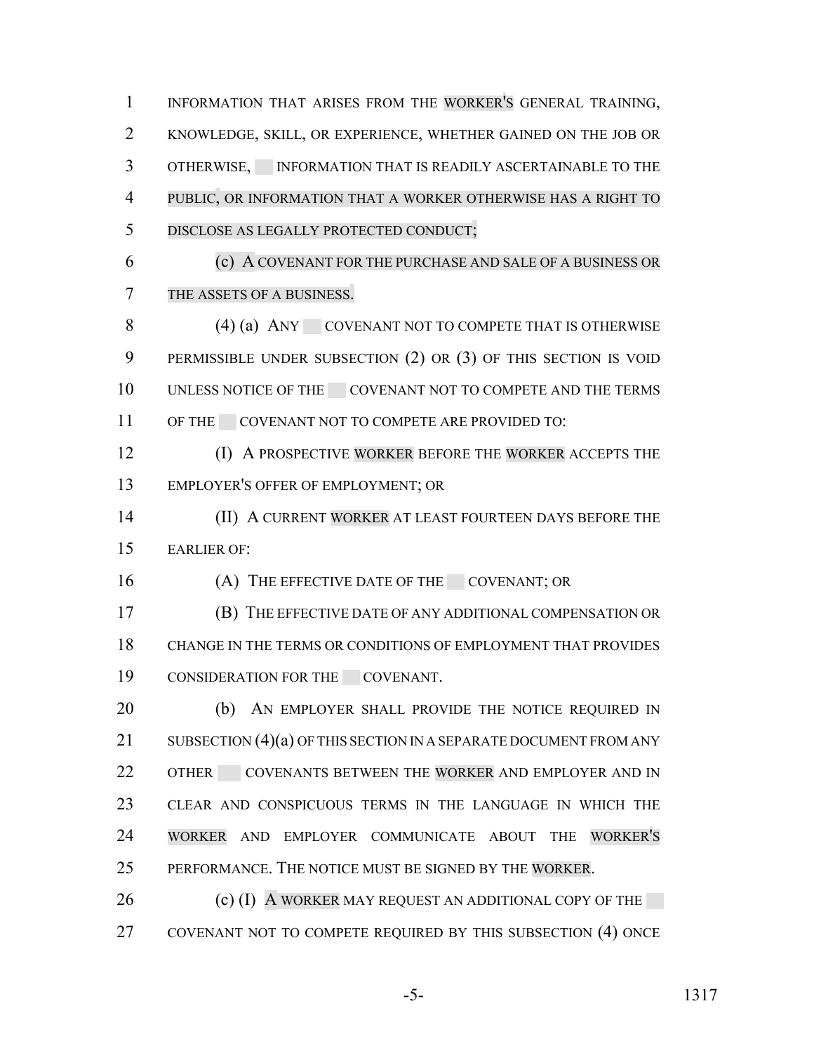INFORMATION THAT ARISES FROM THE WORKER'S GENERAL TRAINING, KNOWLEDGE, SKILL, OR EXPERIENCE, WHETHER GAINED ON THE JOB OR OTHERWISE, INFORMATION THAT IS READILY ASCERTAINABLE TO THE PUBLIC, OR INFORMATION THAT A WORKER OTHERWISE HAS A RIGHT TO DISCLOSE AS LEGALLY PROTECTED CONDUCT;

(c) A COVENANT FOR THE PURCHASE AND SALE OF A BUSINESS OR THE ASSETS OF A BUSINESS.

(4) (a) ANY COVENANT NOT TO COMPETE THAT IS OTHERWISE PERMISSIBLE UNDER SUBSECTION (2) OR (3) OF THIS SECTION IS VOID UNLESS NOTICE OF THE COVENANT NOT TO COMPETE AND THE TERMS OF THE COVENANT NOT TO COMPETE ARE PROVIDED TO:

(I) A PROSPECTIVE WORKER BEFORE THE WORKER ACCEPTS THE EMPLOYER'S OFFER OF EMPLOYMENT; OR

(II) A CURRENT WORKER AT LEAST FOURTEEN DAYS BEFORE THE EARLIER OF:

(A) THE EFFECTIVE DATE OF THE COVENANT; OR

(B) THE EFFECTIVE DATE OF ANY ADDITIONAL COMPENSATION OR CHANGE IN THE TERMS OR CONDITIONS OF EMPLOYMENT THAT PROVIDES CONSIDERATION FOR THE COVENANT.

(b) AN EMPLOYER SHALL PROVIDE THE NOTICE REQUIRED IN SUBSECTION (4)(a) OF THIS SECTION IN A SEPARATE DOCUMENT FROM ANY OTHER COVENANTS BETWEEN THE WORKER AND EMPLOYER AND IN CLEAR AND CONSPICUOUS TERMS IN THE LANGUAGE IN WHICH THE WORKER AND EMPLOYER COMMUNICATE ABOUT THE WORKER'S PERFORMANCE. THE NOTICE MUST BE SIGNED BY THE WORKER.

(c) (I) A WORKER MAY REQUEST AN ADDITIONAL COPY OF THE COVENANT NOT TO COMPETE REQUIRED BY THIS SUBSECTION (4) ONCE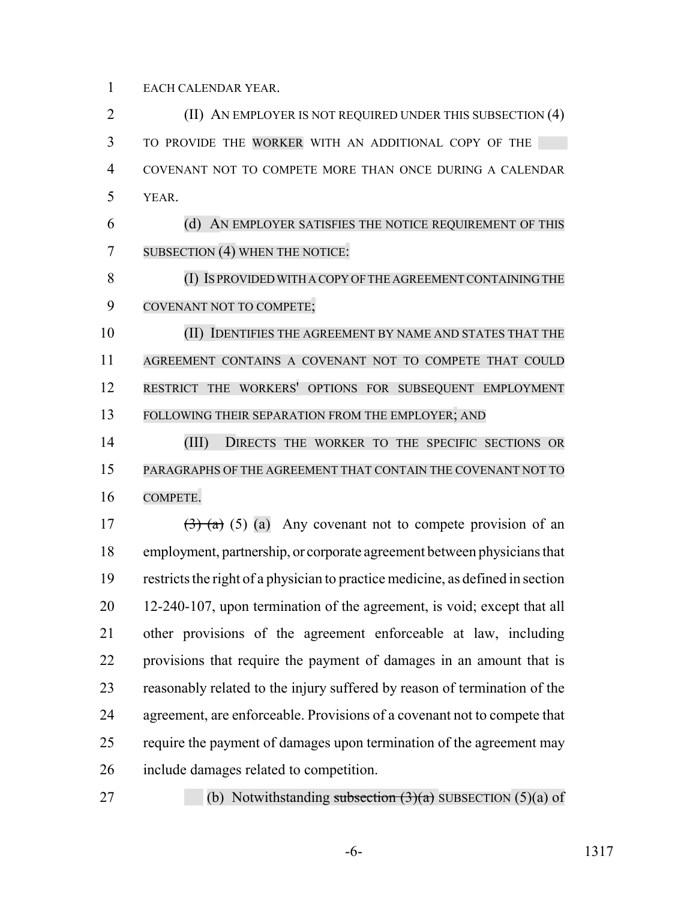EACH CALENDAR YEAR.

(II) AN EMPLOYER IS NOT REQUIRED UNDER THIS SUBSECTION (4) TO PROVIDE THE WORKER WITH AN ADDITIONAL COPY OF THE COVENANT NOT TO COMPETE MORE THAN ONCE DURING A CALENDAR YEAR.

(d) AN EMPLOYER SATISFIES THE NOTICE REQUIREMENT OF THIS SUBSECTION (4) WHEN THE NOTICE:

(I) IS PROVIDED WITH A COPY OF THE AGREEMENT CONTAINING THE COVENANT NOT TO COMPETE;

(II) IDENTIFIES THE AGREEMENT BY NAME AND STATES THAT THE AGREEMENT CONTAINS A COVENANT NOT TO COMPETE THAT COULD RESTRICT THE WORKERS' OPTIONS FOR SUBSEQUENT EMPLOYMENT FOLLOWING THEIR SEPARATION FROM THE EMPLOYER; AND

(III) DIRECTS THE WORKER TO THE SPECIFIC SECTIONS OR PARAGRAPHS OF THE AGREEMENT THAT CONTAIN THE COVENANT NOT TO COMPETE.

~~(3) (a)~~ (5) (a) Any covenant not to compete provision of an employment, partnership, or corporate agreement between physicians that restricts the right of a physician to practice medicine, as defined in section 12-240-107, upon termination of the agreement, is void; except that all other provisions of the agreement enforceable at law, including provisions that require the payment of damages in an amount that is reasonably related to the injury suffered by reason of termination of the agreement, are enforceable. Provisions of a covenant not to compete that require the payment of damages upon termination of the agreement may include damages related to competition.

(b) Notwithstanding ~~subsection (3)(a)~~ SUBSECTION (5)(a) of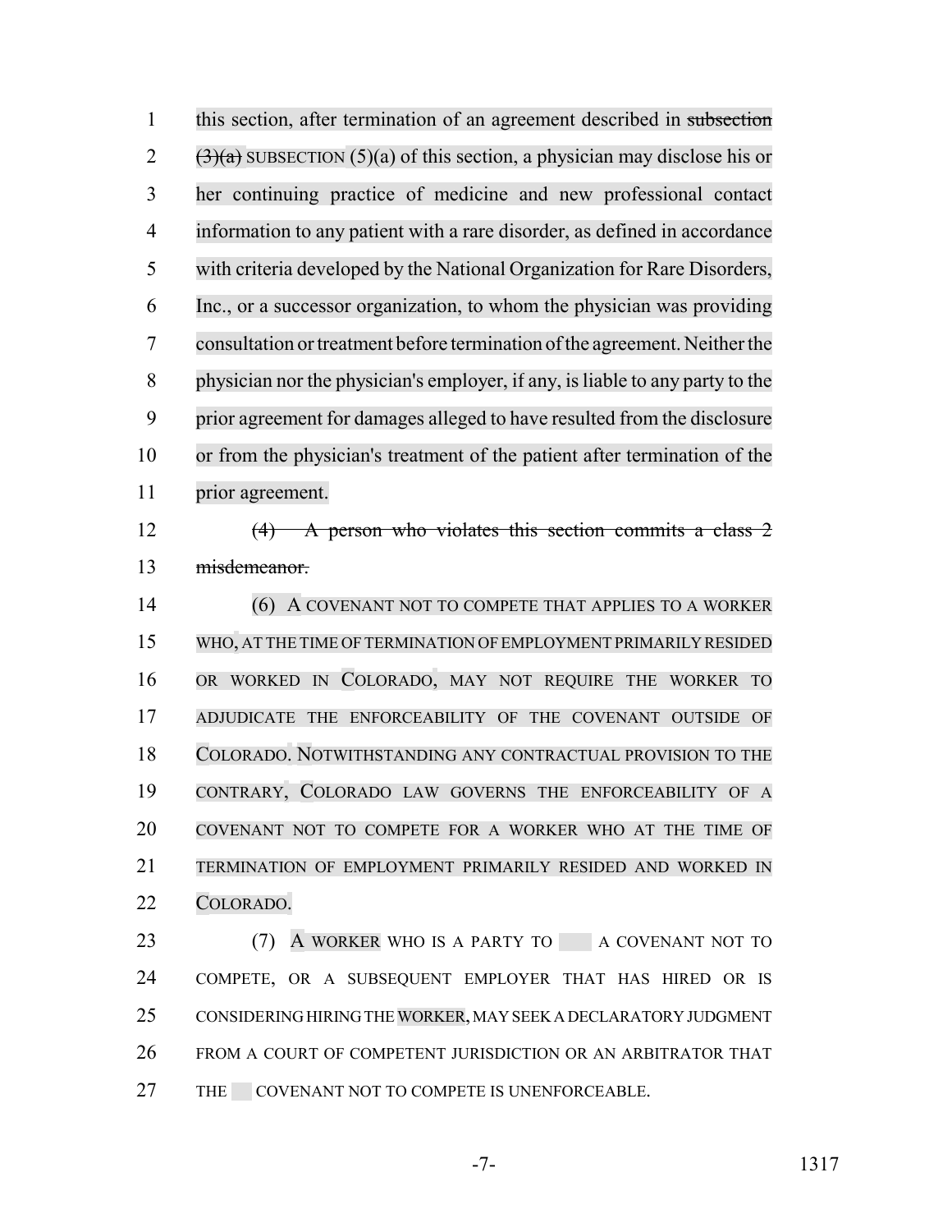this section, after termination of an agreement described in ~~subsection (3)(a)~~ SUBSECTION (5)(a) of this section, a physician may disclose his or her continuing practice of medicine and new professional contact information to any patient with a rare disorder, as defined in accordance with criteria developed by the National Organization for Rare Disorders, Inc., or a successor organization, to whom the physician was providing consultation or treatment before termination of the agreement. Neither the physician nor the physician's employer, if any, is liable to any party to the prior agreement for damages alleged to have resulted from the disclosure or from the physician's treatment of the patient after termination of the prior agreement.

~~(4) A person who violates this section commits a class 2 misdemeanor.~~

(6) A COVENANT NOT TO COMPETE THAT APPLIES TO A WORKER WHO, AT THE TIME OF TERMINATION OF EMPLOYMENT PRIMARILY RESIDED OR WORKED IN COLORADO, MAY NOT REQUIRE THE WORKER TO ADJUDICATE THE ENFORCEABILITY OF THE COVENANT OUTSIDE OF COLORADO. NOTWITHSTANDING ANY CONTRACTUAL PROVISION TO THE CONTRARY, COLORADO LAW GOVERNS THE ENFORCEABILITY OF A COVENANT NOT TO COMPETE FOR A WORKER WHO AT THE TIME OF TERMINATION OF EMPLOYMENT PRIMARILY RESIDED AND WORKED IN COLORADO.

(7) A WORKER WHO IS A PARTY TO A COVENANT NOT TO COMPETE, OR A SUBSEQUENT EMPLOYER THAT HAS HIRED OR IS CONSIDERING HIRING THE WORKER, MAY SEEK A DECLARATORY JUDGMENT FROM A COURT OF COMPETENT JURISDICTION OR AN ARBITRATOR THAT THE COVENANT NOT TO COMPETE IS UNENFORCEABLE.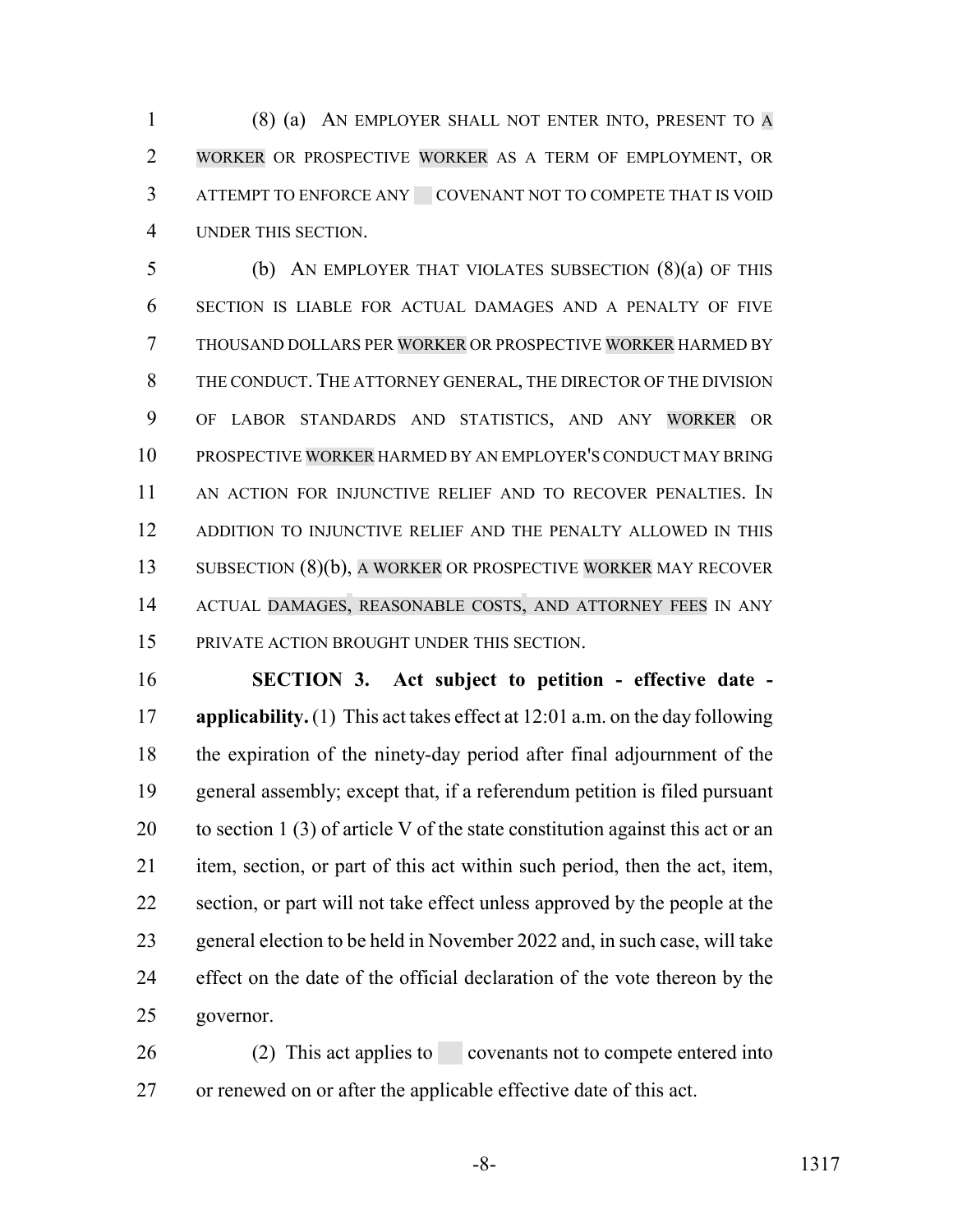(8) (a) AN EMPLOYER SHALL NOT ENTER INTO, PRESENT TO A WORKER OR PROSPECTIVE WORKER AS A TERM OF EMPLOYMENT, OR ATTEMPT TO ENFORCE ANY COVENANT NOT TO COMPETE THAT IS VOID UNDER THIS SECTION.

(b) AN EMPLOYER THAT VIOLATES SUBSECTION (8)(a) OF THIS SECTION IS LIABLE FOR ACTUAL DAMAGES AND A PENALTY OF FIVE THOUSAND DOLLARS PER WORKER OR PROSPECTIVE WORKER HARMED BY THE CONDUCT. THE ATTORNEY GENERAL, THE DIRECTOR OF THE DIVISION OF LABOR STANDARDS AND STATISTICS, AND ANY WORKER OR PROSPECTIVE WORKER HARMED BY AN EMPLOYER'S CONDUCT MAY BRING AN ACTION FOR INJUNCTIVE RELIEF AND TO RECOVER PENALTIES. IN ADDITION TO INJUNCTIVE RELIEF AND THE PENALTY ALLOWED IN THIS SUBSECTION (8)(b), A WORKER OR PROSPECTIVE WORKER MAY RECOVER ACTUAL DAMAGES, REASONABLE COSTS, AND ATTORNEY FEES IN ANY PRIVATE ACTION BROUGHT UNDER THIS SECTION.

**SECTION 3. Act subject to petition - effective date - applicability.** (1) This act takes effect at 12:01 a.m. on the day following the expiration of the ninety-day period after final adjournment of the general assembly; except that, if a referendum petition is filed pursuant to section 1 (3) of article V of the state constitution against this act or an item, section, or part of this act within such period, then the act, item, section, or part will not take effect unless approved by the people at the general election to be held in November 2022 and, in such case, will take effect on the date of the official declaration of the vote thereon by the governor.

(2) This act applies to covenants not to compete entered into or renewed on or after the applicable effective date of this act.